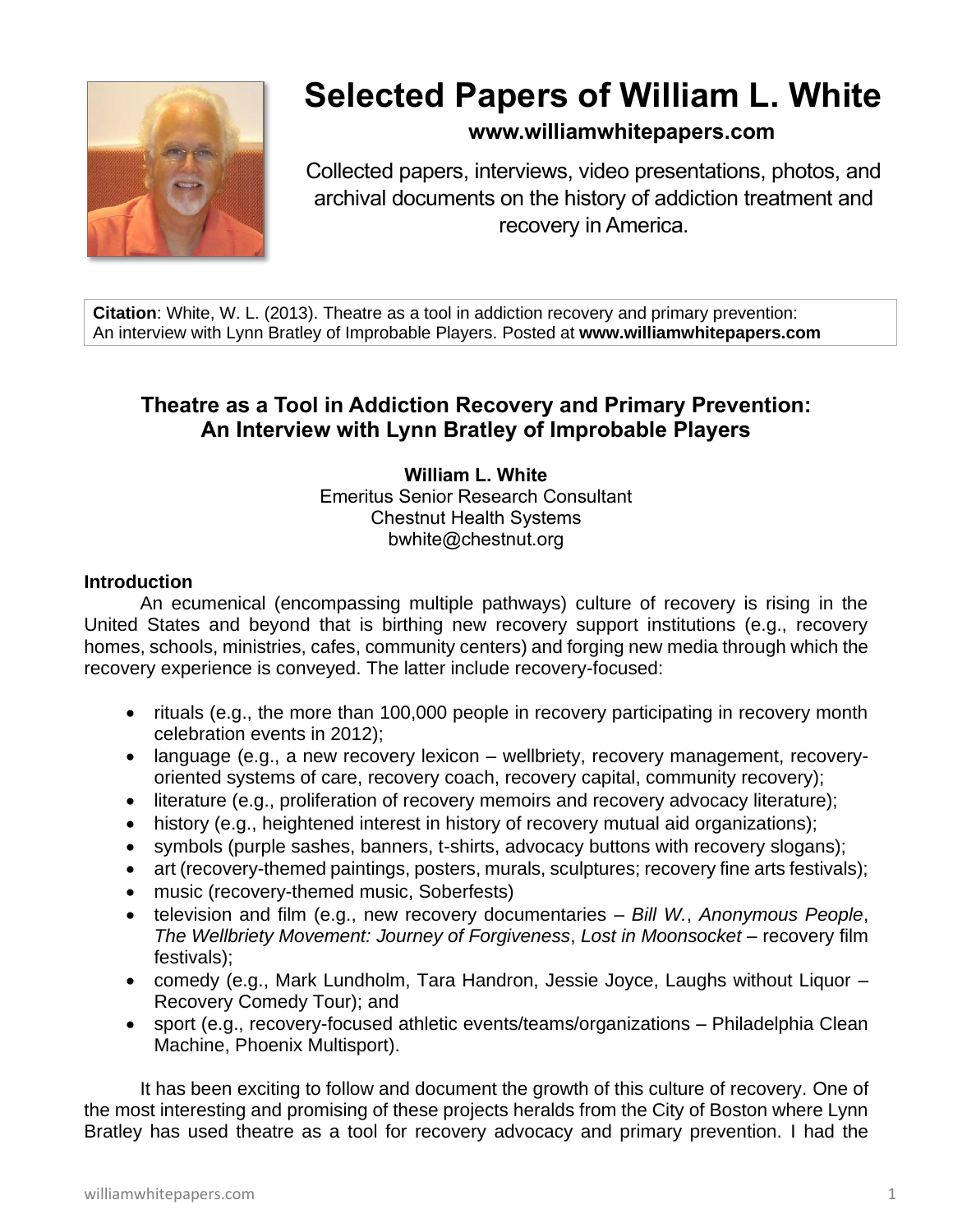# Selected Papers of William L. White

**www.williamwhitepapers.com**

Collected papers, interviews, video presentations, photos, and archival documents on the history of addiction treatment and recovery in America.

**Citation**: White, W. L. (2013). Theatre as a tool in addiction recovery and primary prevention: An interview with Lynn Bratley of Improbable Players. Posted at **www.williamwhitepapers.com**

## Theatre as a Tool in Addiction Recovery and Primary Prevention: An Interview with Lynn Bratley of Improbable Players

**William L. White**
Emeritus Senior Research Consultant
Chestnut Health Systems
bwhite@chestnut.org

### Introduction

An ecumenical (encompassing multiple pathways) culture of recovery is rising in the United States and beyond that is birthing new recovery support institutions (e.g., recovery homes, schools, ministries, cafes, community centers) and forging new media through which the recovery experience is conveyed. The latter include recovery-focused:

- rituals (e.g., the more than 100,000 people in recovery participating in recovery month celebration events in 2012);
- language (e.g., a new recovery lexicon – wellbriety, recovery management, recovery-oriented systems of care, recovery coach, recovery capital, community recovery);
- literature (e.g., proliferation of recovery memoirs and recovery advocacy literature);
- history (e.g., heightened interest in history of recovery mutual aid organizations);
- symbols (purple sashes, banners, t-shirts, advocacy buttons with recovery slogans);
- art (recovery-themed paintings, posters, murals, sculptures; recovery fine arts festivals);
- music (recovery-themed music, Soberfests)
- television and film (e.g., new recovery documentaries – *Bill W.*, *Anonymous People*, *The Wellbriety Movement: Journey of Forgiveness*, *Lost in Moonsocket* – recovery film festivals);
- comedy (e.g., Mark Lundholm, Tara Handron, Jessie Joyce, Laughs without Liquor – Recovery Comedy Tour); and
- sport (e.g., recovery-focused athletic events/teams/organizations – Philadelphia Clean Machine, Phoenix Multisport).

It has been exciting to follow and document the growth of this culture of recovery. One of the most interesting and promising of these projects heralds from the City of Boston where Lynn Bratley has used theatre as a tool for recovery advocacy and primary prevention. I had the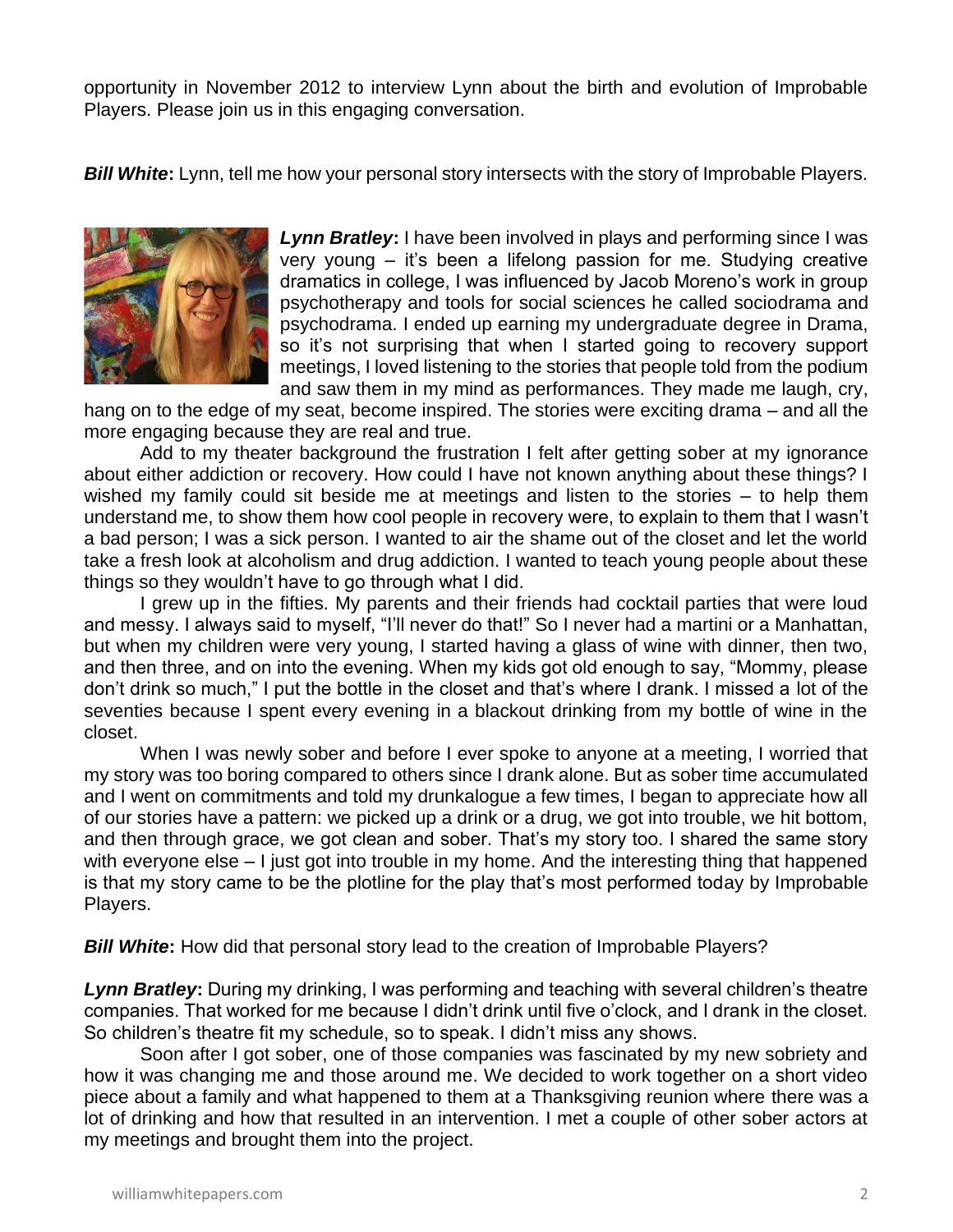opportunity in November 2012 to interview Lynn about the birth and evolution of Improbable Players. Please join us in this engaging conversation.

***Bill White*:** Lynn, tell me how your personal story intersects with the story of Improbable Players.

***Lynn Bratley*:** I have been involved in plays and performing since I was very young – it's been a lifelong passion for me. Studying creative dramatics in college, I was influenced by Jacob Moreno's work in group psychotherapy and tools for social sciences he called sociodrama and psychodrama. I ended up earning my undergraduate degree in Drama, so it's not surprising that when I started going to recovery support meetings, I loved listening to the stories that people told from the podium and saw them in my mind as performances. They made me laugh, cry, hang on to the edge of my seat, become inspired. The stories were exciting drama – and all the more engaging because they are real and true.

Add to my theater background the frustration I felt after getting sober at my ignorance about either addiction or recovery. How could I have not known anything about these things? I wished my family could sit beside me at meetings and listen to the stories – to help them understand me, to show them how cool people in recovery were, to explain to them that I wasn't a bad person; I was a sick person. I wanted to air the shame out of the closet and let the world take a fresh look at alcoholism and drug addiction. I wanted to teach young people about these things so they wouldn't have to go through what I did.

I grew up in the fifties. My parents and their friends had cocktail parties that were loud and messy. I always said to myself, "I'll never do that!" So I never had a martini or a Manhattan, but when my children were very young, I started having a glass of wine with dinner, then two, and then three, and on into the evening. When my kids got old enough to say, "Mommy, please don't drink so much," I put the bottle in the closet and that's where I drank. I missed a lot of the seventies because I spent every evening in a blackout drinking from my bottle of wine in the closet.

When I was newly sober and before I ever spoke to anyone at a meeting, I worried that my story was too boring compared to others since I drank alone. But as sober time accumulated and I went on commitments and told my drunkalogue a few times, I began to appreciate how all of our stories have a pattern: we picked up a drink or a drug, we got into trouble, we hit bottom, and then through grace, we got clean and sober. That's my story too. I shared the same story with everyone else – I just got into trouble in my home. And the interesting thing that happened is that my story came to be the plotline for the play that's most performed today by Improbable Players.

***Bill White*:** How did that personal story lead to the creation of Improbable Players?

***Lynn Bratley*:** During my drinking, I was performing and teaching with several children's theatre companies. That worked for me because I didn't drink until five o'clock, and I drank in the closet. So children's theatre fit my schedule, so to speak. I didn't miss any shows.

Soon after I got sober, one of those companies was fascinated by my new sobriety and how it was changing me and those around me. We decided to work together on a short video piece about a family and what happened to them at a Thanksgiving reunion where there was a lot of drinking and how that resulted in an intervention. I met a couple of other sober actors at my meetings and brought them into the project.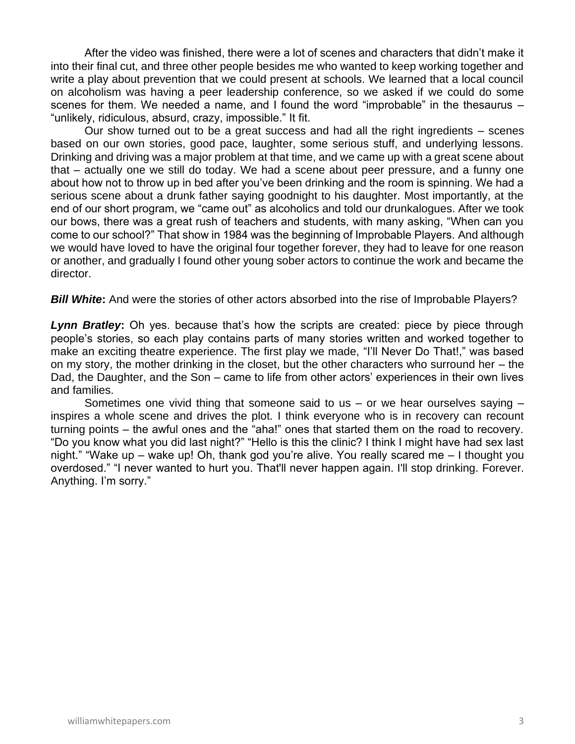After the video was finished, there were a lot of scenes and characters that didn't make it into their final cut, and three other people besides me who wanted to keep working together and write a play about prevention that we could present at schools. We learned that a local council on alcoholism was having a peer leadership conference, so we asked if we could do some scenes for them. We needed a name, and I found the word "improbable" in the thesaurus – "unlikely, ridiculous, absurd, crazy, impossible." It fit.

Our show turned out to be a great success and had all the right ingredients – scenes based on our own stories, good pace, laughter, some serious stuff, and underlying lessons. Drinking and driving was a major problem at that time, and we came up with a great scene about that – actually one we still do today. We had a scene about peer pressure, and a funny one about how not to throw up in bed after you've been drinking and the room is spinning. We had a serious scene about a drunk father saying goodnight to his daughter. Most importantly, at the end of our short program, we "came out" as alcoholics and told our drunkalogues. After we took our bows, there was a great rush of teachers and students, with many asking, "When can you come to our school?" That show in 1984 was the beginning of Improbable Players. And although we would have loved to have the original four together forever, they had to leave for one reason or another, and gradually I found other young sober actors to continue the work and became the director.

***Bill White*:** And were the stories of other actors absorbed into the rise of Improbable Players?

***Lynn Bratley*:** Oh yes. because that's how the scripts are created: piece by piece through people's stories, so each play contains parts of many stories written and worked together to make an exciting theatre experience. The first play we made, "I'll Never Do That!," was based on my story, the mother drinking in the closet, but the other characters who surround her – the Dad, the Daughter, and the Son – came to life from other actors' experiences in their own lives and families.

Sometimes one vivid thing that someone said to us – or we hear ourselves saying – inspires a whole scene and drives the plot. I think everyone who is in recovery can recount turning points – the awful ones and the "aha!" ones that started them on the road to recovery. "Do you know what you did last night?" "Hello is this the clinic? I think I might have had sex last night." "Wake up – wake up! Oh, thank god you're alive. You really scared me – I thought you overdosed." "I never wanted to hurt you. That'll never happen again. I'll stop drinking. Forever. Anything. I'm sorry."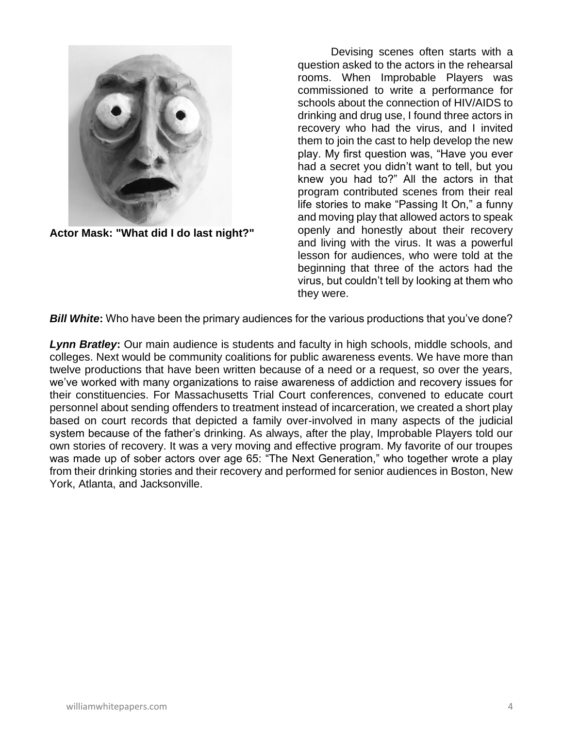**Actor Mask: "What did I do last night?"**

Devising scenes often starts with a question asked to the actors in the rehearsal rooms. When Improbable Players was commissioned to write a performance for schools about the connection of HIV/AIDS to drinking and drug use, I found three actors in recovery who had the virus, and I invited them to join the cast to help develop the new play. My first question was, "Have you ever had a secret you didn't want to tell, but you knew you had to?" All the actors in that program contributed scenes from their real life stories to make "Passing It On," a funny and moving play that allowed actors to speak openly and honestly about their recovery and living with the virus. It was a powerful lesson for audiences, who were told at the beginning that three of the actors had the virus, but couldn't tell by looking at them who they were.

***Bill White*****:** Who have been the primary audiences for the various productions that you've done?

***Lynn Bratley*****:** Our main audience is students and faculty in high schools, middle schools, and colleges. Next would be community coalitions for public awareness events. We have more than twelve productions that have been written because of a need or a request, so over the years, we've worked with many organizations to raise awareness of addiction and recovery issues for their constituencies. For Massachusetts Trial Court conferences, convened to educate court personnel about sending offenders to treatment instead of incarceration, we created a short play based on court records that depicted a family over-involved in many aspects of the judicial system because of the father's drinking. As always, after the play, Improbable Players told our own stories of recovery. It was a very moving and effective program. My favorite of our troupes was made up of sober actors over age 65: "The Next Generation," who together wrote a play from their drinking stories and their recovery and performed for senior audiences in Boston, New York, Atlanta, and Jacksonville.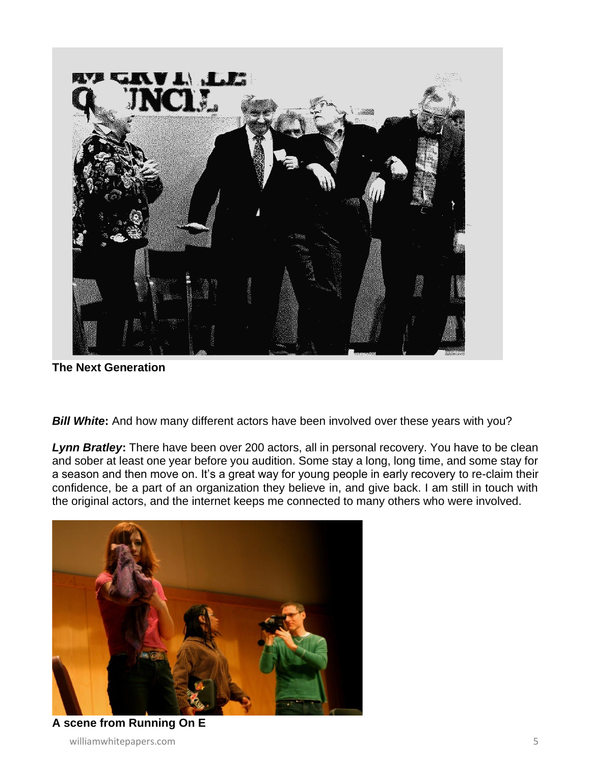**The Next Generation**

***Bill White*:** And how many different actors have been involved over these years with you?

***Lynn Bratley*:** There have been over 200 actors, all in personal recovery. You have to be clean and sober at least one year before you audition. Some stay a long, long time, and some stay for a season and then move on. It's a great way for young people in early recovery to re-claim their confidence, be a part of an organization they believe in, and give back. I am still in touch with the original actors, and the internet keeps me connected to many others who were involved.

**A scene from Running On E**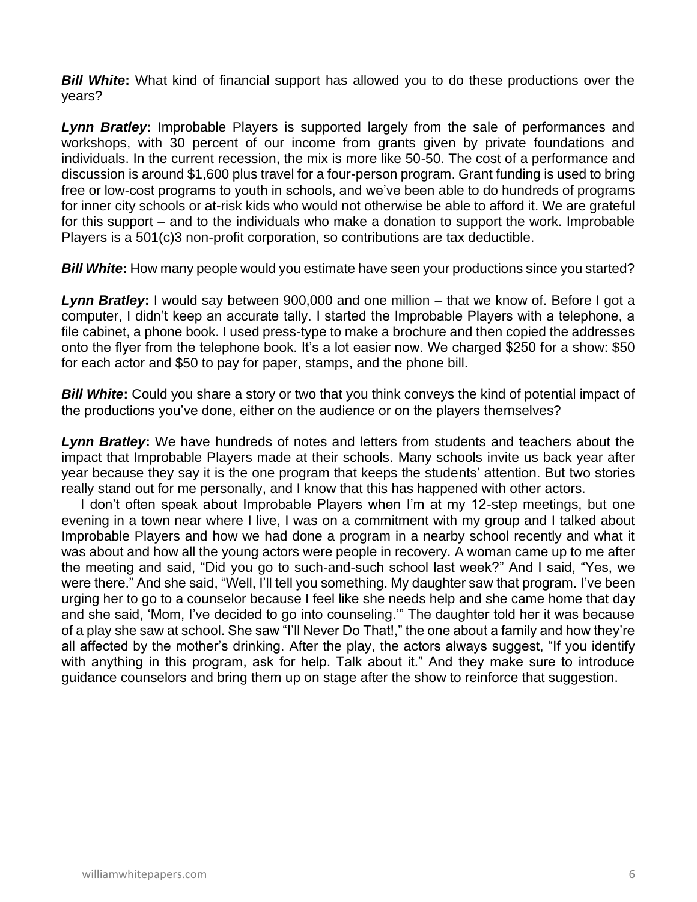***Bill White*:** What kind of financial support has allowed you to do these productions over the years?

***Lynn Bratley*:** Improbable Players is supported largely from the sale of performances and workshops, with 30 percent of our income from grants given by private foundations and individuals. In the current recession, the mix is more like 50-50. The cost of a performance and discussion is around $1,600 plus travel for a four-person program. Grant funding is used to bring free or low-cost programs to youth in schools, and we've been able to do hundreds of programs for inner city schools or at-risk kids who would not otherwise be able to afford it. We are grateful for this support – and to the individuals who make a donation to support the work. Improbable Players is a 501(c)3 non-profit corporation, so contributions are tax deductible.

***Bill White*:** How many people would you estimate have seen your productions since you started?

***Lynn Bratley*:** I would say between 900,000 and one million – that we know of. Before I got a computer, I didn't keep an accurate tally. I started the Improbable Players with a telephone, a file cabinet, a phone book. I used press-type to make a brochure and then copied the addresses onto the flyer from the telephone book. It's a lot easier now. We charged $250 for a show: $50 for each actor and $50 to pay for paper, stamps, and the phone bill.

***Bill White*:** Could you share a story or two that you think conveys the kind of potential impact of the productions you've done, either on the audience or on the players themselves?

***Lynn Bratley*:** We have hundreds of notes and letters from students and teachers about the impact that Improbable Players made at their schools. Many schools invite us back year after year because they say it is the one program that keeps the students' attention. But two stories really stand out for me personally, and I know that this has happened with other actors.

I don't often speak about Improbable Players when I'm at my 12-step meetings, but one evening in a town near where I live, I was on a commitment with my group and I talked about Improbable Players and how we had done a program in a nearby school recently and what it was about and how all the young actors were people in recovery. A woman came up to me after the meeting and said, "Did you go to such-and-such school last week?" And I said, "Yes, we were there." And she said, "Well, I'll tell you something. My daughter saw that program. I've been urging her to go to a counselor because I feel like she needs help and she came home that day and she said, 'Mom, I've decided to go into counseling.'" The daughter told her it was because of a play she saw at school. She saw "I'll Never Do That!," the one about a family and how they're all affected by the mother's drinking. After the play, the actors always suggest, "If you identify with anything in this program, ask for help. Talk about it." And they make sure to introduce guidance counselors and bring them up on stage after the show to reinforce that suggestion.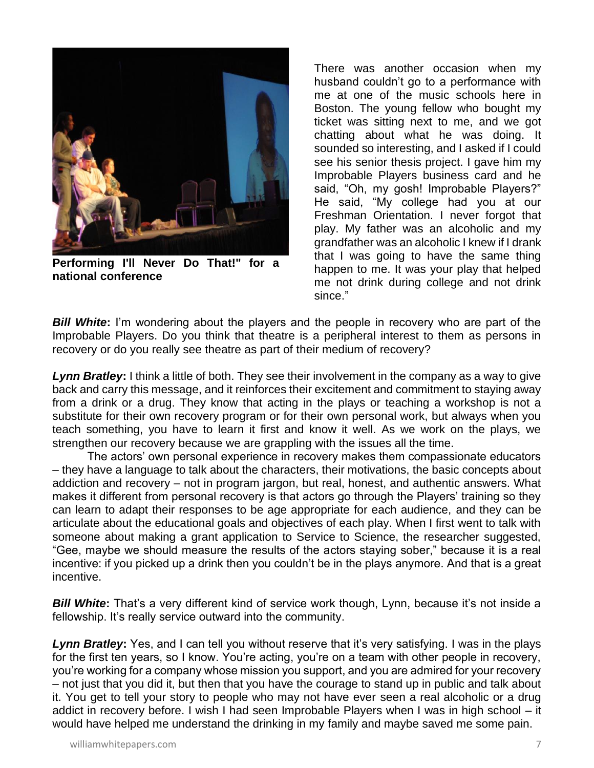**Performing I'll Never Do That!" for a national conference**

There was another occasion when my husband couldn't go to a performance with me at one of the music schools here in Boston. The young fellow who bought my ticket was sitting next to me, and we got chatting about what he was doing. It sounded so interesting, and I asked if I could see his senior thesis project. I gave him my Improbable Players business card and he said, "Oh, my gosh! Improbable Players?" He said, "My college had you at our Freshman Orientation. I never forgot that play. My father was an alcoholic and my grandfather was an alcoholic I knew if I drank that I was going to have the same thing happen to me. It was your play that helped me not drink during college and not drink since."

***Bill White*:** I'm wondering about the players and the people in recovery who are part of the Improbable Players. Do you think that theatre is a peripheral interest to them as persons in recovery or do you really see theatre as part of their medium of recovery?

***Lynn Bratley*:** I think a little of both. They see their involvement in the company as a way to give back and carry this message, and it reinforces their excitement and commitment to staying away from a drink or a drug. They know that acting in the plays or teaching a workshop is not a substitute for their own recovery program or for their own personal work, but always when you teach something, you have to learn it first and know it well. As we work on the plays, we strengthen our recovery because we are grappling with the issues all the time.

The actors' own personal experience in recovery makes them compassionate educators – they have a language to talk about the characters, their motivations, the basic concepts about addiction and recovery – not in program jargon, but real, honest, and authentic answers. What makes it different from personal recovery is that actors go through the Players' training so they can learn to adapt their responses to be age appropriate for each audience, and they can be articulate about the educational goals and objectives of each play. When I first went to talk with someone about making a grant application to Service to Science, the researcher suggested, "Gee, maybe we should measure the results of the actors staying sober," because it is a real incentive: if you picked up a drink then you couldn't be in the plays anymore. And that is a great incentive.

***Bill White*:** That's a very different kind of service work though, Lynn, because it's not inside a fellowship. It's really service outward into the community.

***Lynn Bratley*:** Yes, and I can tell you without reserve that it's very satisfying. I was in the plays for the first ten years, so I know. You're acting, you're on a team with other people in recovery, you're working for a company whose mission you support, and you are admired for your recovery – not just that you did it, but then that you have the courage to stand up in public and talk about it. You get to tell your story to people who may not have ever seen a real alcoholic or a drug addict in recovery before. I wish I had seen Improbable Players when I was in high school – it would have helped me understand the drinking in my family and maybe saved me some pain.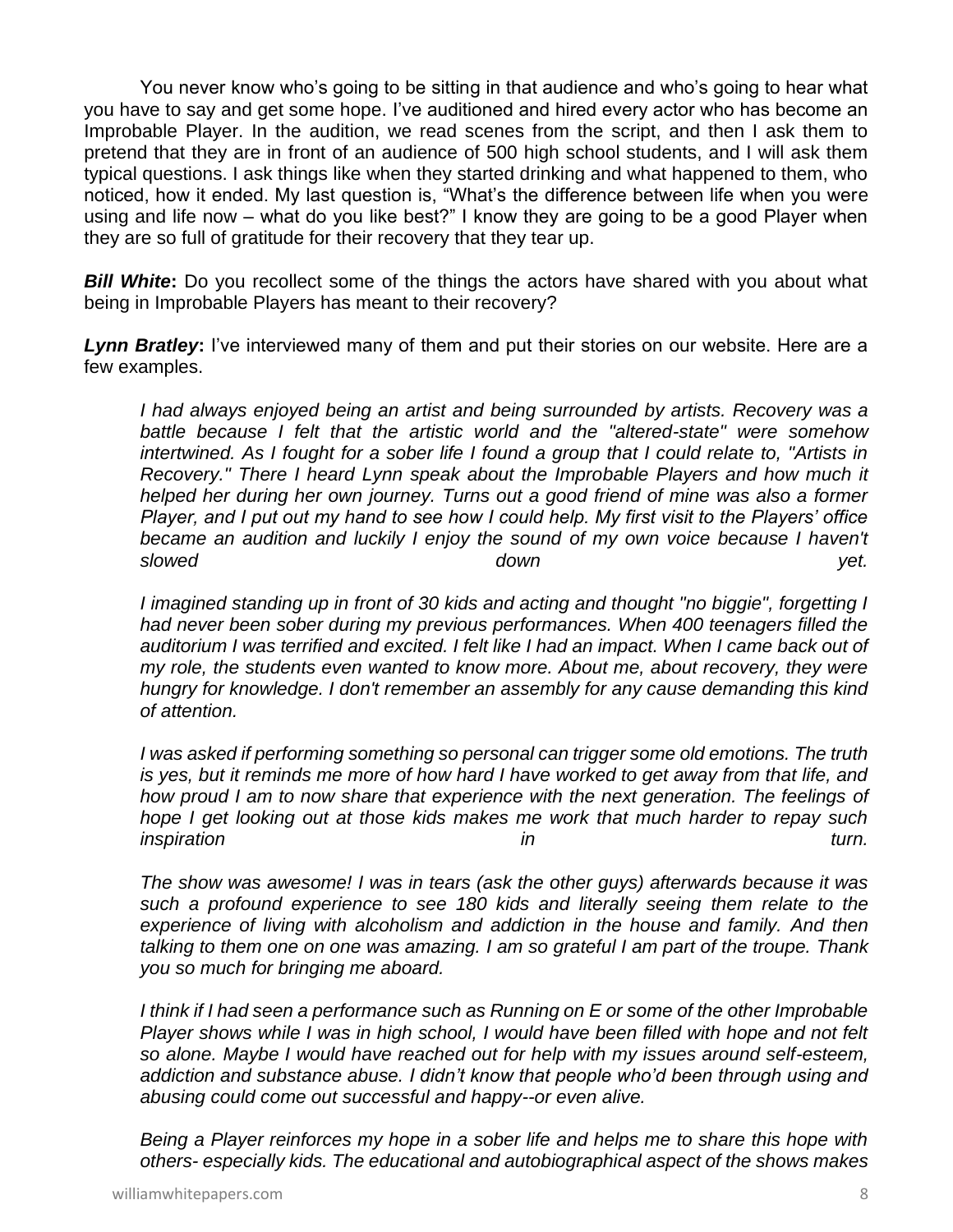You never know who's going to be sitting in that audience and who's going to hear what you have to say and get some hope. I've auditioned and hired every actor who has become an Improbable Player. In the audition, we read scenes from the script, and then I ask them to pretend that they are in front of an audience of 500 high school students, and I will ask them typical questions. I ask things like when they started drinking and what happened to them, who noticed, how it ended. My last question is, "What's the difference between life when you were using and life now – what do you like best?" I know they are going to be a good Player when they are so full of gratitude for their recovery that they tear up.

***Bill White*:** Do you recollect some of the things the actors have shared with you about what being in Improbable Players has meant to their recovery?

***Lynn Bratley*:** I've interviewed many of them and put their stories on our website. Here are a few examples.

> *I had always enjoyed being an artist and being surrounded by artists. Recovery was a battle because I felt that the artistic world and the "altered-state" were somehow intertwined. As I fought for a sober life I found a group that I could relate to, "Artists in Recovery." There I heard Lynn speak about the Improbable Players and how much it helped her during her own journey. Turns out a good friend of mine was also a former Player, and I put out my hand to see how I could help. My first visit to the Players' office became an audition and luckily I enjoy the sound of my own voice because I haven't slowed down yet.*
>
> *I imagined standing up in front of 30 kids and acting and thought "no biggie", forgetting I had never been sober during my previous performances. When 400 teenagers filled the auditorium I was terrified and excited. I felt like I had an impact. When I came back out of my role, the students even wanted to know more. About me, about recovery, they were hungry for knowledge. I don't remember an assembly for any cause demanding this kind of attention.*
>
> *I was asked if performing something so personal can trigger some old emotions. The truth is yes, but it reminds me more of how hard I have worked to get away from that life, and how proud I am to now share that experience with the next generation. The feelings of hope I get looking out at those kids makes me work that much harder to repay such inspiration in turn.*
>
> *The show was awesome! I was in tears (ask the other guys) afterwards because it was such a profound experience to see 180 kids and literally seeing them relate to the experience of living with alcoholism and addiction in the house and family. And then talking to them one on one was amazing. I am so grateful I am part of the troupe. Thank you so much for bringing me aboard.*
>
> *I think if I had seen a performance such as Running on E or some of the other Improbable Player shows while I was in high school, I would have been filled with hope and not felt so alone. Maybe I would have reached out for help with my issues around self-esteem, addiction and substance abuse. I didn't know that people who'd been through using and abusing could come out successful and happy--or even alive.*
>
> *Being a Player reinforces my hope in a sober life and helps me to share this hope with others- especially kids. The educational and autobiographical aspect of the shows makes*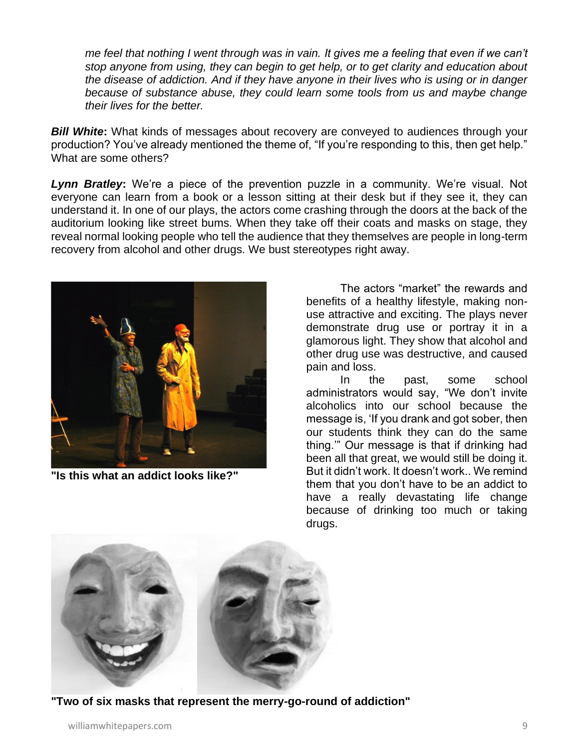*me feel that nothing I went through was in vain. It gives me a feeling that even if we can't stop anyone from using, they can begin to get help, or to get clarity and education about the disease of addiction. And if they have anyone in their lives who is using or in danger because of substance abuse, they could learn some tools from us and maybe change their lives for the better.*

***Bill White*:** What kinds of messages about recovery are conveyed to audiences through your production? You've already mentioned the theme of, "If you're responding to this, then get help." What are some others?

***Lynn Bratley*:** We're a piece of the prevention puzzle in a community. We're visual. Not everyone can learn from a book or a lesson sitting at their desk but if they see it, they can understand it. In one of our plays, the actors come crashing through the doors at the back of the auditorium looking like street bums. When they take off their coats and masks on stage, they reveal normal looking people who tell the audience that they themselves are people in long-term recovery from alcohol and other drugs. We bust stereotypes right away.

**"Is this what an addict looks like?"**

The actors "market" the rewards and benefits of a healthy lifestyle, making non-use attractive and exciting. The plays never demonstrate drug use or portray it in a glamorous light. They show that alcohol and other drug use was destructive, and caused pain and loss.

In the past, some school administrators would say, "We don't invite alcoholics into our school because the message is, 'If you drank and got sober, then our students think they can do the same thing.'" Our message is that if drinking had been all that great, we would still be doing it. But it didn't work. It doesn't work.. We remind them that you don't have to be an addict to have a really devastating life change because of drinking too much or taking drugs.

**"Two of six masks that represent the merry-go-round of addiction"**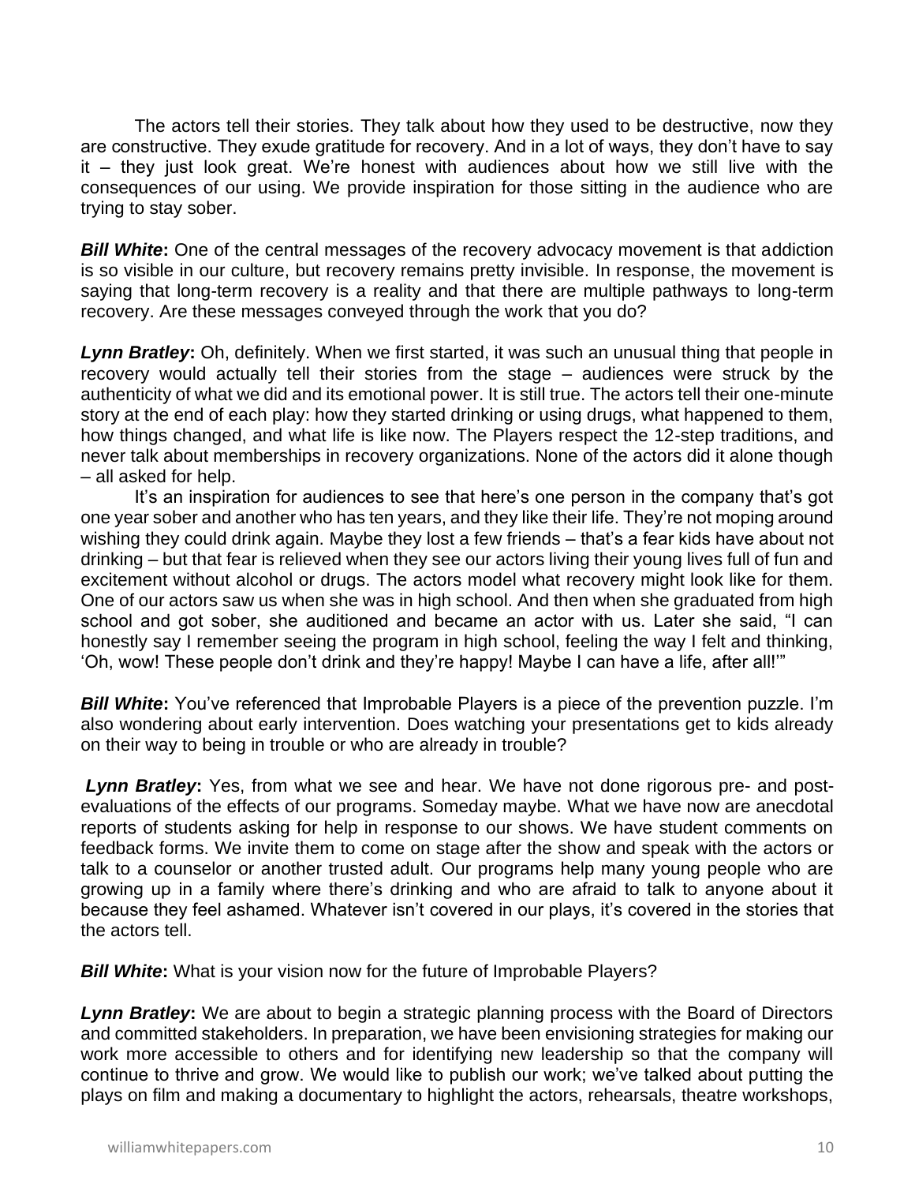The actors tell their stories. They talk about how they used to be destructive, now they are constructive. They exude gratitude for recovery. And in a lot of ways, they don't have to say it – they just look great. We're honest with audiences about how we still live with the consequences of our using. We provide inspiration for those sitting in the audience who are trying to stay sober.

***Bill White*:** One of the central messages of the recovery advocacy movement is that addiction is so visible in our culture, but recovery remains pretty invisible. In response, the movement is saying that long-term recovery is a reality and that there are multiple pathways to long-term recovery. Are these messages conveyed through the work that you do?

***Lynn Bratley*:** Oh, definitely. When we first started, it was such an unusual thing that people in recovery would actually tell their stories from the stage – audiences were struck by the authenticity of what we did and its emotional power. It is still true. The actors tell their one-minute story at the end of each play: how they started drinking or using drugs, what happened to them, how things changed, and what life is like now. The Players respect the 12-step traditions, and never talk about memberships in recovery organizations. None of the actors did it alone though – all asked for help.

It's an inspiration for audiences to see that here's one person in the company that's got one year sober and another who has ten years, and they like their life. They're not moping around wishing they could drink again. Maybe they lost a few friends – that's a fear kids have about not drinking – but that fear is relieved when they see our actors living their young lives full of fun and excitement without alcohol or drugs. The actors model what recovery might look like for them. One of our actors saw us when she was in high school. And then when she graduated from high school and got sober, she auditioned and became an actor with us. Later she said, "I can honestly say I remember seeing the program in high school, feeling the way I felt and thinking, 'Oh, wow! These people don't drink and they're happy! Maybe I can have a life, after all!'"

***Bill White*:** You've referenced that Improbable Players is a piece of the prevention puzzle. I'm also wondering about early intervention. Does watching your presentations get to kids already on their way to being in trouble or who are already in trouble?

***Lynn Bratley*:** Yes, from what we see and hear. We have not done rigorous pre- and post-evaluations of the effects of our programs. Someday maybe. What we have now are anecdotal reports of students asking for help in response to our shows. We have student comments on feedback forms. We invite them to come on stage after the show and speak with the actors or talk to a counselor or another trusted adult. Our programs help many young people who are growing up in a family where there's drinking and who are afraid to talk to anyone about it because they feel ashamed. Whatever isn't covered in our plays, it's covered in the stories that the actors tell.

***Bill White*:** What is your vision now for the future of Improbable Players?

***Lynn Bratley*:** We are about to begin a strategic planning process with the Board of Directors and committed stakeholders. In preparation, we have been envisioning strategies for making our work more accessible to others and for identifying new leadership so that the company will continue to thrive and grow. We would like to publish our work; we've talked about putting the plays on film and making a documentary to highlight the actors, rehearsals, theatre workshops,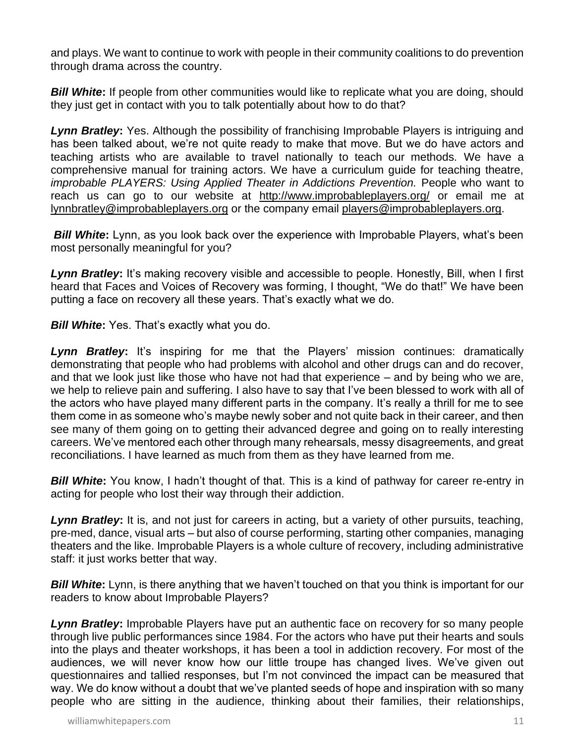and plays. We want to continue to work with people in their community coalitions to do prevention through drama across the country.

***Bill White*:** If people from other communities would like to replicate what you are doing, should they just get in contact with you to talk potentially about how to do that?

***Lynn Bratley*:** Yes. Although the possibility of franchising Improbable Players is intriguing and has been talked about, we're not quite ready to make that move. But we do have actors and teaching artists who are available to travel nationally to teach our methods. We have a comprehensive manual for training actors. We have a curriculum guide for teaching theatre, *improbable PLAYERS: Using Applied Theater in Addictions Prevention.* People who want to reach us can go to our website at http://www.improbableplayers.org/ or email me at lynnbratley@improbableplayers.org or the company email players@improbableplayers.org.

***Bill White*:** Lynn, as you look back over the experience with Improbable Players, what's been most personally meaningful for you?

***Lynn Bratley*:** It's making recovery visible and accessible to people. Honestly, Bill, when I first heard that Faces and Voices of Recovery was forming, I thought, "We do that!" We have been putting a face on recovery all these years. That's exactly what we do.

***Bill White*:** Yes. That's exactly what you do.

***Lynn Bratley*:** It's inspiring for me that the Players' mission continues: dramatically demonstrating that people who had problems with alcohol and other drugs can and do recover, and that we look just like those who have not had that experience – and by being who we are, we help to relieve pain and suffering. I also have to say that I've been blessed to work with all of the actors who have played many different parts in the company. It's really a thrill for me to see them come in as someone who's maybe newly sober and not quite back in their career, and then see many of them going on to getting their advanced degree and going on to really interesting careers. We've mentored each other through many rehearsals, messy disagreements, and great reconciliations. I have learned as much from them as they have learned from me.

***Bill White*:** You know, I hadn't thought of that. This is a kind of pathway for career re-entry in acting for people who lost their way through their addiction.

***Lynn Bratley*:** It is, and not just for careers in acting, but a variety of other pursuits, teaching, pre-med, dance, visual arts – but also of course performing, starting other companies, managing theaters and the like. Improbable Players is a whole culture of recovery, including administrative staff: it just works better that way.

***Bill White*:** Lynn, is there anything that we haven't touched on that you think is important for our readers to know about Improbable Players?

***Lynn Bratley*:** Improbable Players have put an authentic face on recovery for so many people through live public performances since 1984. For the actors who have put their hearts and souls into the plays and theater workshops, it has been a tool in addiction recovery. For most of the audiences, we will never know how our little troupe has changed lives. We've given out questionnaires and tallied responses, but I'm not convinced the impact can be measured that way. We do know without a doubt that we've planted seeds of hope and inspiration with so many people who are sitting in the audience, thinking about their families, their relationships,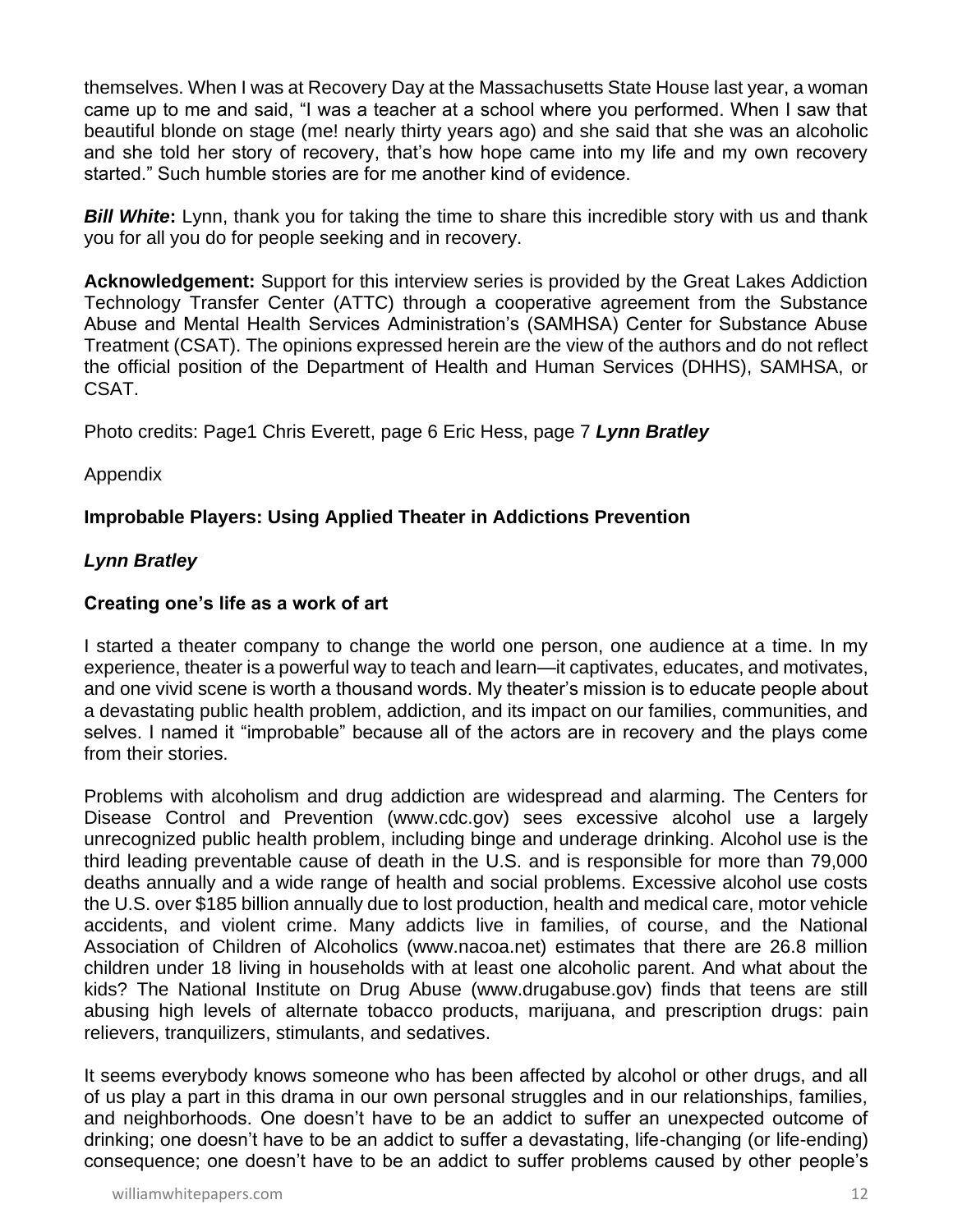themselves. When I was at Recovery Day at the Massachusetts State House last year, a woman came up to me and said, "I was a teacher at a school where you performed. When I saw that beautiful blonde on stage (me! nearly thirty years ago) and she said that she was an alcoholic and she told her story of recovery, that's how hope came into my life and my own recovery started." Such humble stories are for me another kind of evidence.

***Bill White*:** Lynn, thank you for taking the time to share this incredible story with us and thank you for all you do for people seeking and in recovery.

**Acknowledgement:** Support for this interview series is provided by the Great Lakes Addiction Technology Transfer Center (ATTC) through a cooperative agreement from the Substance Abuse and Mental Health Services Administration's (SAMHSA) Center for Substance Abuse Treatment (CSAT). The opinions expressed herein are the view of the authors and do not reflect the official position of the Department of Health and Human Services (DHHS), SAMHSA, or CSAT.

Photo credits: Page1 Chris Everett, page 6 Eric Hess, page 7 ***Lynn Bratley***

Appendix

**Improbable Players: Using Applied Theater in Addictions Prevention**

***Lynn Bratley***

**Creating one's life as a work of art**

I started a theater company to change the world one person, one audience at a time. In my experience, theater is a powerful way to teach and learn—it captivates, educates, and motivates, and one vivid scene is worth a thousand words. My theater's mission is to educate people about a devastating public health problem, addiction, and its impact on our families, communities, and selves. I named it "improbable" because all of the actors are in recovery and the plays come from their stories.

Problems with alcoholism and drug addiction are widespread and alarming. The Centers for Disease Control and Prevention (www.cdc.gov) sees excessive alcohol use a largely unrecognized public health problem, including binge and underage drinking. Alcohol use is the third leading preventable cause of death in the U.S. and is responsible for more than 79,000 deaths annually and a wide range of health and social problems. Excessive alcohol use costs the U.S. over $185 billion annually due to lost production, health and medical care, motor vehicle accidents, and violent crime. Many addicts live in families, of course, and the National Association of Children of Alcoholics (www.nacoa.net) estimates that there are 26.8 million children under 18 living in households with at least one alcoholic parent. And what about the kids? The National Institute on Drug Abuse (www.drugabuse.gov) finds that teens are still abusing high levels of alternate tobacco products, marijuana, and prescription drugs: pain relievers, tranquilizers, stimulants, and sedatives.

It seems everybody knows someone who has been affected by alcohol or other drugs, and all of us play a part in this drama in our own personal struggles and in our relationships, families, and neighborhoods. One doesn't have to be an addict to suffer an unexpected outcome of drinking; one doesn't have to be an addict to suffer a devastating, life-changing (or life-ending) consequence; one doesn't have to be an addict to suffer problems caused by other people's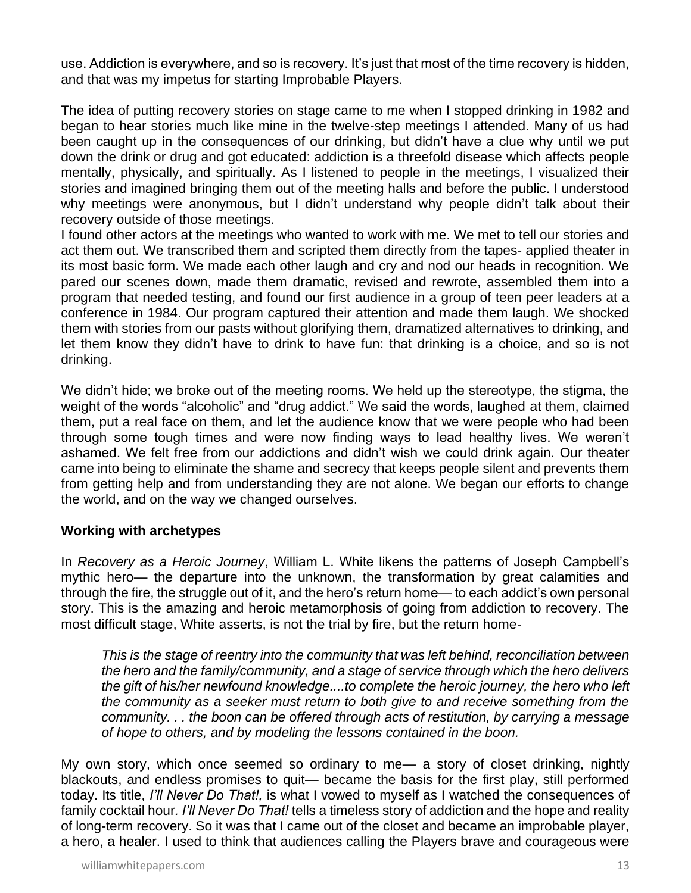use. Addiction is everywhere, and so is recovery. It's just that most of the time recovery is hidden, and that was my impetus for starting Improbable Players.

The idea of putting recovery stories on stage came to me when I stopped drinking in 1982 and began to hear stories much like mine in the twelve-step meetings I attended. Many of us had been caught up in the consequences of our drinking, but didn't have a clue why until we put down the drink or drug and got educated: addiction is a threefold disease which affects people mentally, physically, and spiritually. As I listened to people in the meetings, I visualized their stories and imagined bringing them out of the meeting halls and before the public. I understood why meetings were anonymous, but I didn't understand why people didn't talk about their recovery outside of those meetings.

I found other actors at the meetings who wanted to work with me. We met to tell our stories and act them out. We transcribed them and scripted them directly from the tapes- applied theater in its most basic form. We made each other laugh and cry and nod our heads in recognition. We pared our scenes down, made them dramatic, revised and rewrote, assembled them into a program that needed testing, and found our first audience in a group of teen peer leaders at a conference in 1984. Our program captured their attention and made them laugh. We shocked them with stories from our pasts without glorifying them, dramatized alternatives to drinking, and let them know they didn't have to drink to have fun: that drinking is a choice, and so is not drinking.

We didn't hide; we broke out of the meeting rooms. We held up the stereotype, the stigma, the weight of the words "alcoholic" and "drug addict." We said the words, laughed at them, claimed them, put a real face on them, and let the audience know that we were people who had been through some tough times and were now finding ways to lead healthy lives. We weren't ashamed. We felt free from our addictions and didn't wish we could drink again. Our theater came into being to eliminate the shame and secrecy that keeps people silent and prevents them from getting help and from understanding they are not alone. We began our efforts to change the world, and on the way we changed ourselves.

**Working with archetypes**

In *Recovery as a Heroic Journey*, William L. White likens the patterns of Joseph Campbell's mythic hero— the departure into the unknown, the transformation by great calamities and through the fire, the struggle out of it, and the hero's return home— to each addict's own personal story. This is the amazing and heroic metamorphosis of going from addiction to recovery. The most difficult stage, White asserts, is not the trial by fire, but the return home-

> *This is the stage of reentry into the community that was left behind, reconciliation between the hero and the family/community, and a stage of service through which the hero delivers the gift of his/her newfound knowledge....to complete the heroic journey, the hero who left the community as a seeker must return to both give to and receive something from the community. . . the boon can be offered through acts of restitution, by carrying a message of hope to others, and by modeling the lessons contained in the boon.*

My own story, which once seemed so ordinary to me— a story of closet drinking, nightly blackouts, and endless promises to quit— became the basis for the first play, still performed today. Its title, *I'll Never Do That!,* is what I vowed to myself as I watched the consequences of family cocktail hour. *I'll Never Do That!* tells a timeless story of addiction and the hope and reality of long-term recovery. So it was that I came out of the closet and became an improbable player, a hero, a healer. I used to think that audiences calling the Players brave and courageous were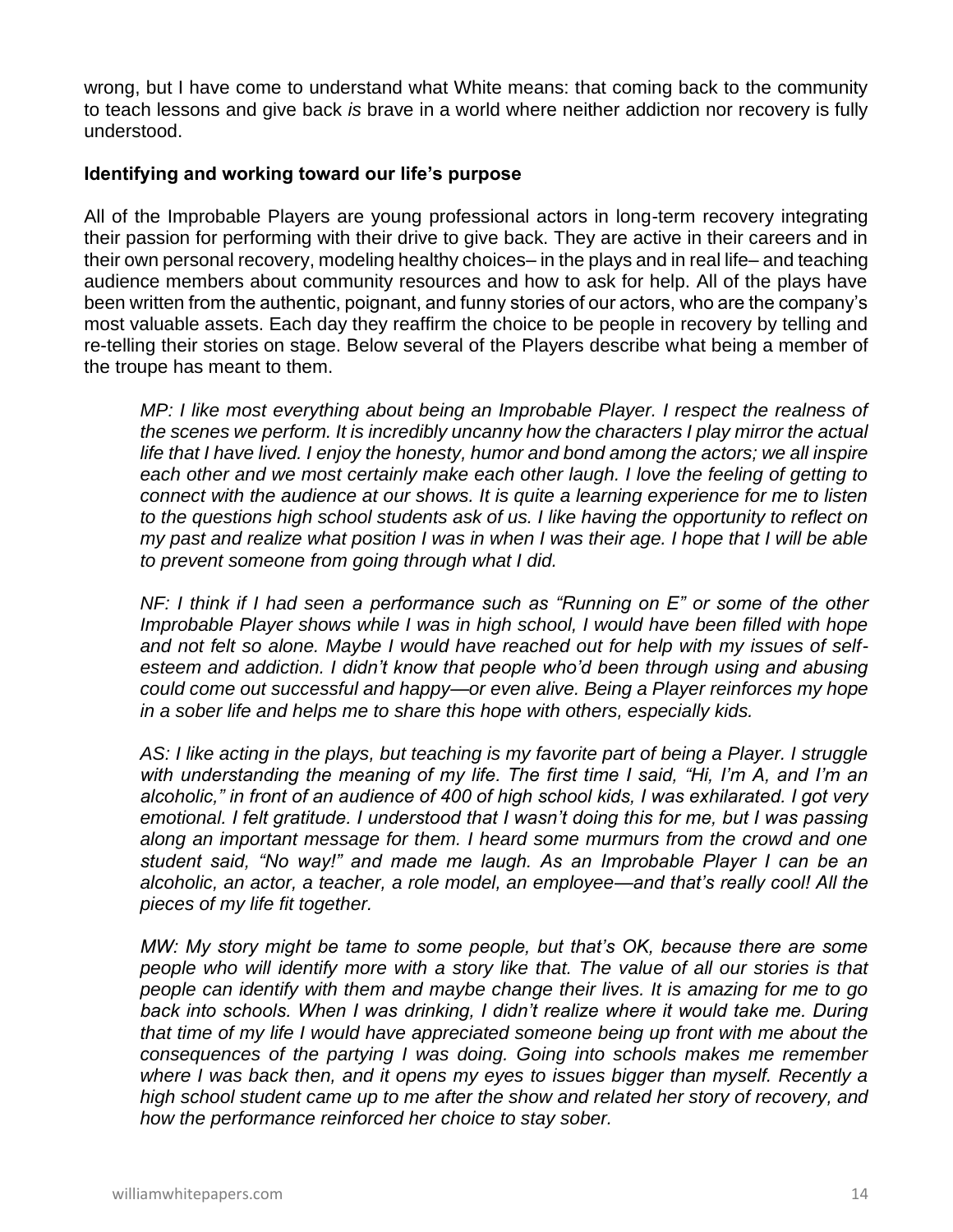wrong, but I have come to understand what White means: that coming back to the community to teach lessons and give back *is* brave in a world where neither addiction nor recovery is fully understood.

**Identifying and working toward our life's purpose**

All of the Improbable Players are young professional actors in long-term recovery integrating their passion for performing with their drive to give back. They are active in their careers and in their own personal recovery, modeling healthy choices– in the plays and in real life– and teaching audience members about community resources and how to ask for help. All of the plays have been written from the authentic, poignant, and funny stories of our actors, who are the company's most valuable assets. Each day they reaffirm the choice to be people in recovery by telling and re-telling their stories on stage. Below several of the Players describe what being a member of the troupe has meant to them.

> *MP: I like most everything about being an Improbable Player. I respect the realness of the scenes we perform. It is incredibly uncanny how the characters I play mirror the actual life that I have lived. I enjoy the honesty, humor and bond among the actors; we all inspire each other and we most certainly make each other laugh. I love the feeling of getting to connect with the audience at our shows. It is quite a learning experience for me to listen to the questions high school students ask of us. I like having the opportunity to reflect on my past and realize what position I was in when I was their age. I hope that I will be able to prevent someone from going through what I did.*
>
> *NF: I think if I had seen a performance such as "Running on E" or some of the other Improbable Player shows while I was in high school, I would have been filled with hope and not felt so alone. Maybe I would have reached out for help with my issues of self-esteem and addiction. I didn't know that people who'd been through using and abusing could come out successful and happy—or even alive. Being a Player reinforces my hope in a sober life and helps me to share this hope with others, especially kids.*
>
> *AS: I like acting in the plays, but teaching is my favorite part of being a Player. I struggle with understanding the meaning of my life. The first time I said, "Hi, I'm A, and I'm an alcoholic," in front of an audience of 400 of high school kids, I was exhilarated. I got very emotional. I felt gratitude. I understood that I wasn't doing this for me, but I was passing along an important message for them. I heard some murmurs from the crowd and one student said, "No way!" and made me laugh. As an Improbable Player I can be an alcoholic, an actor, a teacher, a role model, an employee—and that's really cool! All the pieces of my life fit together.*
>
> *MW: My story might be tame to some people, but that's OK, because there are some people who will identify more with a story like that. The value of all our stories is that people can identify with them and maybe change their lives. It is amazing for me to go back into schools. When I was drinking, I didn't realize where it would take me. During that time of my life I would have appreciated someone being up front with me about the consequences of the partying I was doing. Going into schools makes me remember where I was back then, and it opens my eyes to issues bigger than myself. Recently a high school student came up to me after the show and related her story of recovery, and how the performance reinforced her choice to stay sober.*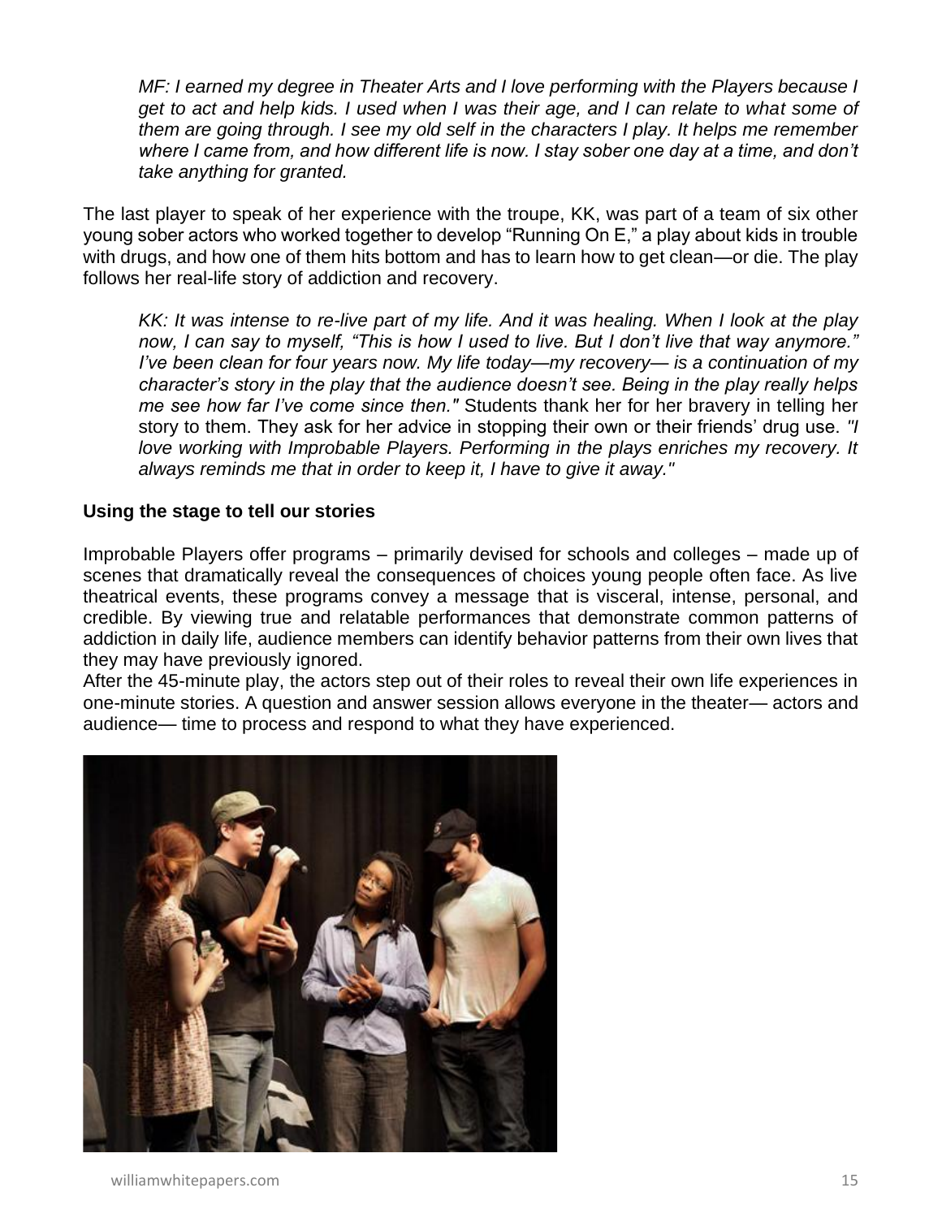*MF: I earned my degree in Theater Arts and I love performing with the Players because I get to act and help kids. I used when I was their age, and I can relate to what some of them are going through. I see my old self in the characters I play. It helps me remember where I came from, and how different life is now. I stay sober one day at a time, and don't take anything for granted.*

The last player to speak of her experience with the troupe, KK, was part of a team of six other young sober actors who worked together to develop "Running On E," a play about kids in trouble with drugs, and how one of them hits bottom and has to learn how to get clean—or die. The play follows her real-life story of addiction and recovery.

*KK: It was intense to re-live part of my life. And it was healing. When I look at the play now, I can say to myself, "This is how I used to live. But I don't live that way anymore." I've been clean for four years now. My life today—my recovery— is a continuation of my character's story in the play that the audience doesn't see. Being in the play really helps me see how far I've come since then."* Students thank her for her bravery in telling her story to them. They ask for her advice in stopping their own or their friends' drug use. *"I love working with Improbable Players. Performing in the plays enriches my recovery. It always reminds me that in order to keep it, I have to give it away."*

**Using the stage to tell our stories**

Improbable Players offer programs – primarily devised for schools and colleges – made up of scenes that dramatically reveal the consequences of choices young people often face. As live theatrical events, these programs convey a message that is visceral, intense, personal, and credible. By viewing true and relatable performances that demonstrate common patterns of addiction in daily life, audience members can identify behavior patterns from their own lives that they may have previously ignored.

After the 45-minute play, the actors step out of their roles to reveal their own life experiences in one-minute stories. A question and answer session allows everyone in the theater— actors and audience— time to process and respond to what they have experienced.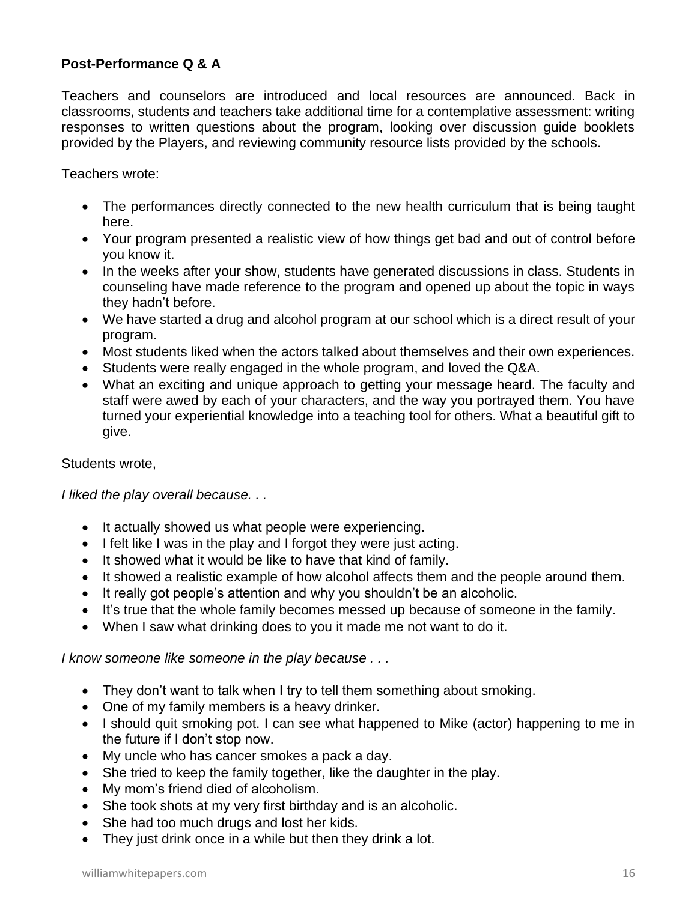**Post-Performance Q & A**

Teachers and counselors are introduced and local resources are announced. Back in classrooms, students and teachers take additional time for a contemplative assessment: writing responses to written questions about the program, looking over discussion guide booklets provided by the Players, and reviewing community resource lists provided by the schools.

Teachers wrote:

- The performances directly connected to the new health curriculum that is being taught here.
- Your program presented a realistic view of how things get bad and out of control before you know it.
- In the weeks after your show, students have generated discussions in class. Students in counseling have made reference to the program and opened up about the topic in ways they hadn't before.
- We have started a drug and alcohol program at our school which is a direct result of your program.
- Most students liked when the actors talked about themselves and their own experiences.
- Students were really engaged in the whole program, and loved the Q&A.
- What an exciting and unique approach to getting your message heard. The faculty and staff were awed by each of your characters, and the way you portrayed them. You have turned your experiential knowledge into a teaching tool for others. What a beautiful gift to give.

Students wrote,

*I liked the play overall because. . .*

- It actually showed us what people were experiencing.
- I felt like I was in the play and I forgot they were just acting.
- It showed what it would be like to have that kind of family.
- It showed a realistic example of how alcohol affects them and the people around them.
- It really got people's attention and why you shouldn't be an alcoholic.
- It's true that the whole family becomes messed up because of someone in the family.
- When I saw what drinking does to you it made me not want to do it.

*I know someone like someone in the play because . . .*

- They don't want to talk when I try to tell them something about smoking.
- One of my family members is a heavy drinker.
- I should quit smoking pot. I can see what happened to Mike (actor) happening to me in the future if I don't stop now.
- My uncle who has cancer smokes a pack a day.
- She tried to keep the family together, like the daughter in the play.
- My mom's friend died of alcoholism.
- She took shots at my very first birthday and is an alcoholic.
- She had too much drugs and lost her kids.
- They just drink once in a while but then they drink a lot.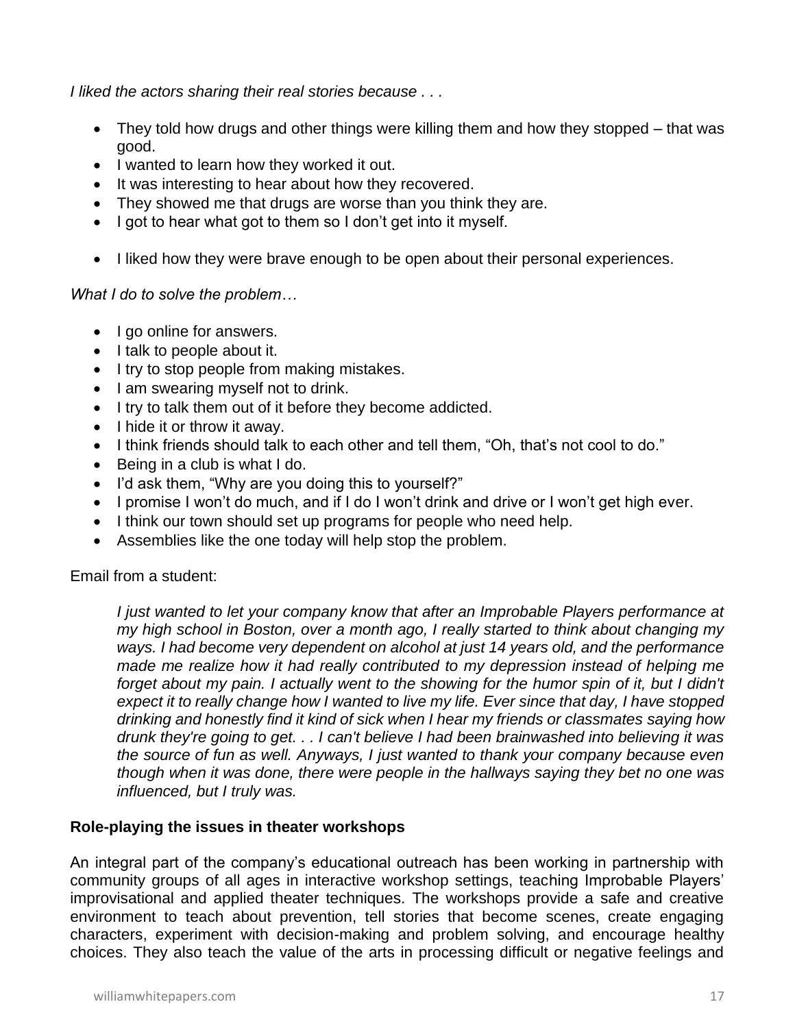*I liked the actors sharing their real stories because . . .*

- They told how drugs and other things were killing them and how they stopped – that was good.
- I wanted to learn how they worked it out.
- It was interesting to hear about how they recovered.
- They showed me that drugs are worse than you think they are.
- I got to hear what got to them so I don't get into it myself.
- I liked how they were brave enough to be open about their personal experiences.

*What I do to solve the problem…*

- I go online for answers.
- I talk to people about it.
- I try to stop people from making mistakes.
- I am swearing myself not to drink.
- I try to talk them out of it before they become addicted.
- I hide it or throw it away.
- I think friends should talk to each other and tell them, "Oh, that's not cool to do."
- Being in a club is what I do.
- I'd ask them, "Why are you doing this to yourself?"
- I promise I won't do much, and if I do I won't drink and drive or I won't get high ever.
- I think our town should set up programs for people who need help.
- Assemblies like the one today will help stop the problem.

Email from a student:

> *I just wanted to let your company know that after an Improbable Players performance at my high school in Boston, over a month ago, I really started to think about changing my ways. I had become very dependent on alcohol at just 14 years old, and the performance made me realize how it had really contributed to my depression instead of helping me forget about my pain. I actually went to the showing for the humor spin of it, but I didn't expect it to really change how I wanted to live my life. Ever since that day, I have stopped drinking and honestly find it kind of sick when I hear my friends or classmates saying how drunk they're going to get. . . I can't believe I had been brainwashed into believing it was the source of fun as well. Anyways, I just wanted to thank your company because even though when it was done, there were people in the hallways saying they bet no one was influenced, but I truly was.*

**Role-playing the issues in theater workshops**

An integral part of the company's educational outreach has been working in partnership with community groups of all ages in interactive workshop settings, teaching Improbable Players' improvisational and applied theater techniques. The workshops provide a safe and creative environment to teach about prevention, tell stories that become scenes, create engaging characters, experiment with decision-making and problem solving, and encourage healthy choices. They also teach the value of the arts in processing difficult or negative feelings and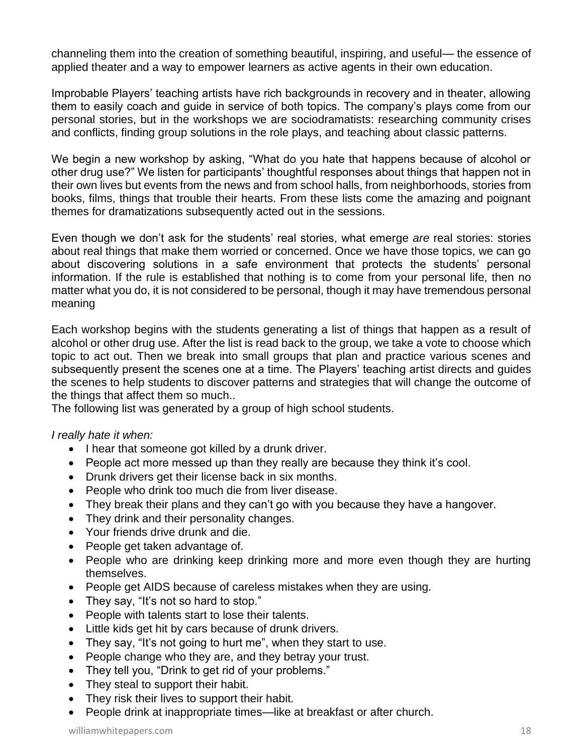channeling them into the creation of something beautiful, inspiring, and useful— the essence of applied theater and a way to empower learners as active agents in their own education.

Improbable Players' teaching artists have rich backgrounds in recovery and in theater, allowing them to easily coach and guide in service of both topics. The company's plays come from our personal stories, but in the workshops we are sociodramatists: researching community crises and conflicts, finding group solutions in the role plays, and teaching about classic patterns.

We begin a new workshop by asking, "What do you hate that happens because of alcohol or other drug use?" We listen for participants' thoughtful responses about things that happen not in their own lives but events from the news and from school halls, from neighborhoods, stories from books, films, things that trouble their hearts. From these lists come the amazing and poignant themes for dramatizations subsequently acted out in the sessions.

Even though we don't ask for the students' real stories, what emerge *are* real stories: stories about real things that make them worried or concerned. Once we have those topics, we can go about discovering solutions in a safe environment that protects the students' personal information. If the rule is established that nothing is to come from your personal life, then no matter what you do, it is not considered to be personal, though it may have tremendous personal meaning

Each workshop begins with the students generating a list of things that happen as a result of alcohol or other drug use. After the list is read back to the group, we take a vote to choose which topic to act out. Then we break into small groups that plan and practice various scenes and subsequently present the scenes one at a time. The Players' teaching artist directs and guides the scenes to help students to discover patterns and strategies that will change the outcome of the things that affect them so much..
The following list was generated by a group of high school students.

*I really hate it when:*

- I hear that someone got killed by a drunk driver.
- People act more messed up than they really are because they think it's cool.
- Drunk drivers get their license back in six months.
- People who drink too much die from liver disease.
- They break their plans and they can't go with you because they have a hangover.
- They drink and their personality changes.
- Your friends drive drunk and die.
- People get taken advantage of.
- People who are drinking keep drinking more and more even though they are hurting themselves.
- People get AIDS because of careless mistakes when they are using.
- They say, "It's not so hard to stop."
- People with talents start to lose their talents.
- Little kids get hit by cars because of drunk drivers.
- They say, "It's not going to hurt me", when they start to use.
- People change who they are, and they betray your trust.
- They tell you, "Drink to get rid of your problems."
- They steal to support their habit.
- They risk their lives to support their habit.
- People drink at inappropriate times—like at breakfast or after church.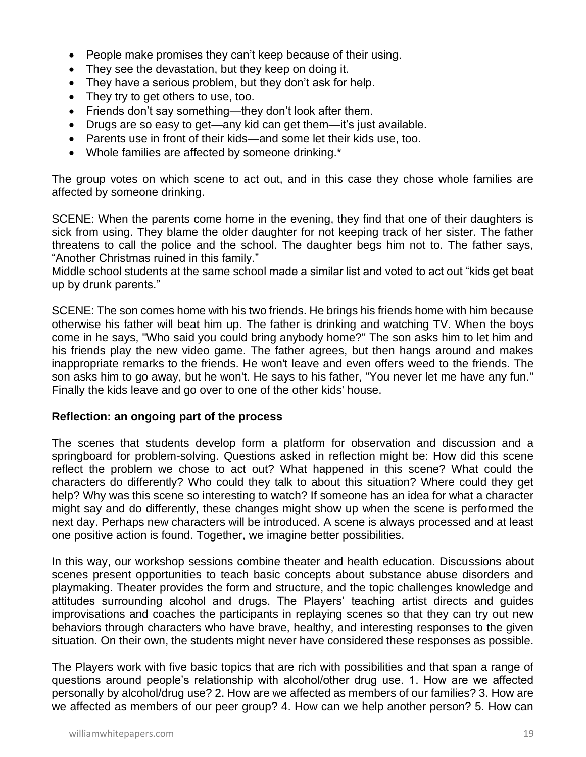- People make promises they can't keep because of their using.
- They see the devastation, but they keep on doing it.
- They have a serious problem, but they don't ask for help.
- They try to get others to use, too.
- Friends don't say something—they don't look after them.
- Drugs are so easy to get—any kid can get them—it's just available.
- Parents use in front of their kids—and some let their kids use, too.
- Whole families are affected by someone drinking.*

The group votes on which scene to act out, and in this case they chose whole families are affected by someone drinking.

SCENE: When the parents come home in the evening, they find that one of their daughters is sick from using. They blame the older daughter for not keeping track of her sister. The father threatens to call the police and the school. The daughter begs him not to. The father says, "Another Christmas ruined in this family."
Middle school students at the same school made a similar list and voted to act out "kids get beat up by drunk parents."

SCENE: The son comes home with his two friends. He brings his friends home with him because otherwise his father will beat him up. The father is drinking and watching TV. When the boys come in he says, "Who said you could bring anybody home?" The son asks him to let him and his friends play the new video game. The father agrees, but then hangs around and makes inappropriate remarks to the friends. He won't leave and even offers weed to the friends. The son asks him to go away, but he won't. He says to his father, "You never let me have any fun." Finally the kids leave and go over to one of the other kids' house.

**Reflection: an ongoing part of the process**

The scenes that students develop form a platform for observation and discussion and a springboard for problem-solving. Questions asked in reflection might be: How did this scene reflect the problem we chose to act out? What happened in this scene? What could the characters do differently? Who could they talk to about this situation? Where could they get help? Why was this scene so interesting to watch? If someone has an idea for what a character might say and do differently, these changes might show up when the scene is performed the next day. Perhaps new characters will be introduced. A scene is always processed and at least one positive action is found. Together, we imagine better possibilities.

In this way, our workshop sessions combine theater and health education. Discussions about scenes present opportunities to teach basic concepts about substance abuse disorders and playmaking. Theater provides the form and structure, and the topic challenges knowledge and attitudes surrounding alcohol and drugs. The Players' teaching artist directs and guides improvisations and coaches the participants in replaying scenes so that they can try out new behaviors through characters who have brave, healthy, and interesting responses to the given situation. On their own, the students might never have considered these responses as possible.

The Players work with five basic topics that are rich with possibilities and that span a range of questions around people's relationship with alcohol/other drug use. 1. How are we affected personally by alcohol/drug use? 2. How are we affected as members of our families? 3. How are we affected as members of our peer group? 4. How can we help another person? 5. How can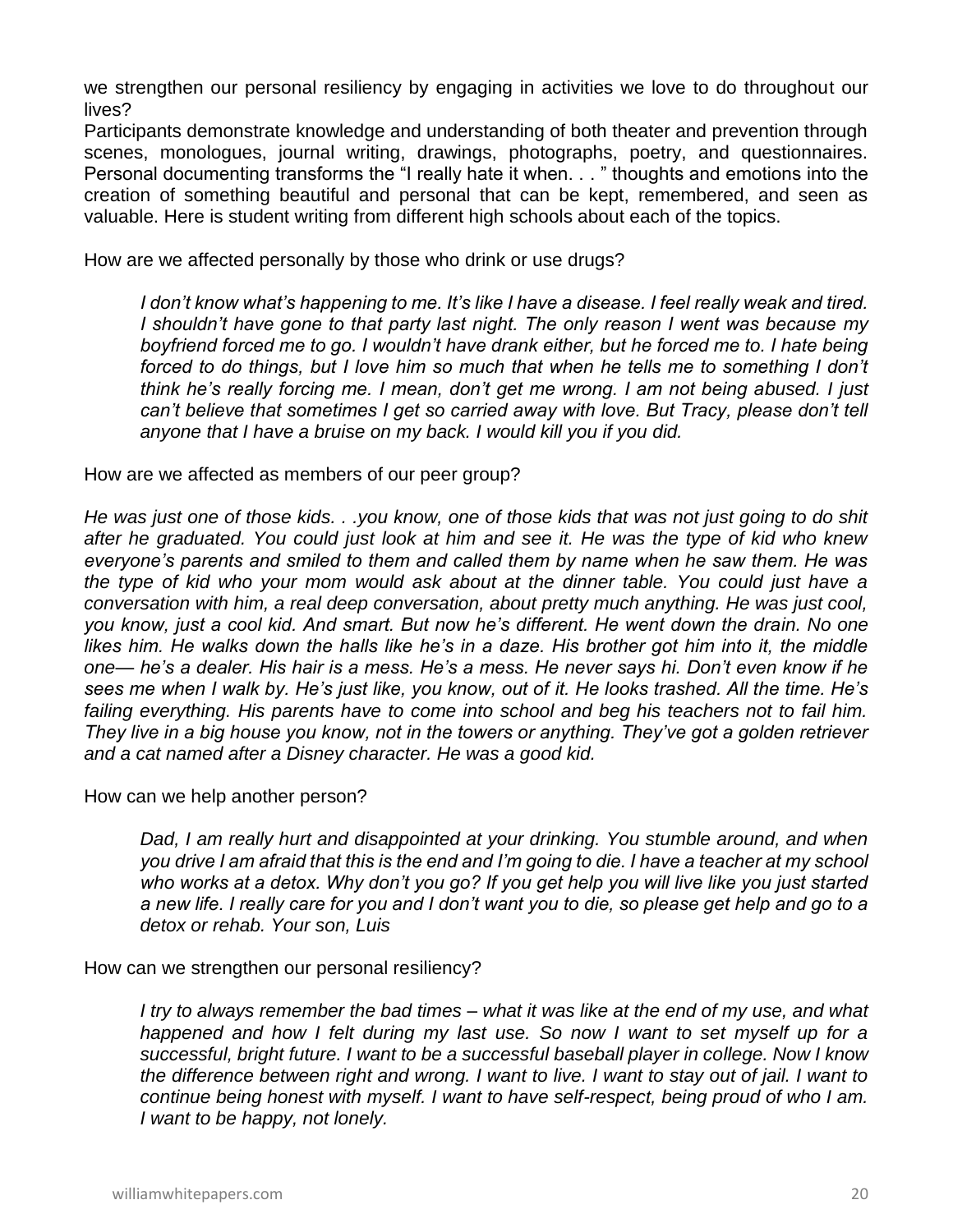we strengthen our personal resiliency by engaging in activities we love to do throughout our lives?

Participants demonstrate knowledge and understanding of both theater and prevention through scenes, monologues, journal writing, drawings, photographs, poetry, and questionnaires. Personal documenting transforms the "I really hate it when. . . " thoughts and emotions into the creation of something beautiful and personal that can be kept, remembered, and seen as valuable. Here is student writing from different high schools about each of the topics.

How are we affected personally by those who drink or use drugs?

> *I don't know what's happening to me. It's like I have a disease. I feel really weak and tired. I shouldn't have gone to that party last night. The only reason I went was because my boyfriend forced me to go. I wouldn't have drank either, but he forced me to. I hate being forced to do things, but I love him so much that when he tells me to something I don't think he's really forcing me. I mean, don't get me wrong. I am not being abused. I just can't believe that sometimes I get so carried away with love. But Tracy, please don't tell anyone that I have a bruise on my back. I would kill you if you did.*

How are we affected as members of our peer group?

*He was just one of those kids. . .you know, one of those kids that was not just going to do shit after he graduated. You could just look at him and see it. He was the type of kid who knew everyone's parents and smiled to them and called them by name when he saw them. He was the type of kid who your mom would ask about at the dinner table. You could just have a conversation with him, a real deep conversation, about pretty much anything. He was just cool, you know, just a cool kid. And smart. But now he's different. He went down the drain. No one likes him. He walks down the halls like he's in a daze. His brother got him into it, the middle one— he's a dealer. His hair is a mess. He's a mess. He never says hi. Don't even know if he sees me when I walk by. He's just like, you know, out of it. He looks trashed. All the time. He's failing everything. His parents have to come into school and beg his teachers not to fail him. They live in a big house you know, not in the towers or anything. They've got a golden retriever and a cat named after a Disney character. He was a good kid.*

How can we help another person?

> *Dad, I am really hurt and disappointed at your drinking. You stumble around, and when you drive I am afraid that this is the end and I'm going to die. I have a teacher at my school who works at a detox. Why don't you go? If you get help you will live like you just started a new life. I really care for you and I don't want you to die, so please get help and go to a detox or rehab. Your son, Luis*

How can we strengthen our personal resiliency?

> *I try to always remember the bad times – what it was like at the end of my use, and what happened and how I felt during my last use. So now I want to set myself up for a successful, bright future. I want to be a successful baseball player in college. Now I know the difference between right and wrong. I want to live. I want to stay out of jail. I want to continue being honest with myself. I want to have self-respect, being proud of who I am. I want to be happy, not lonely.*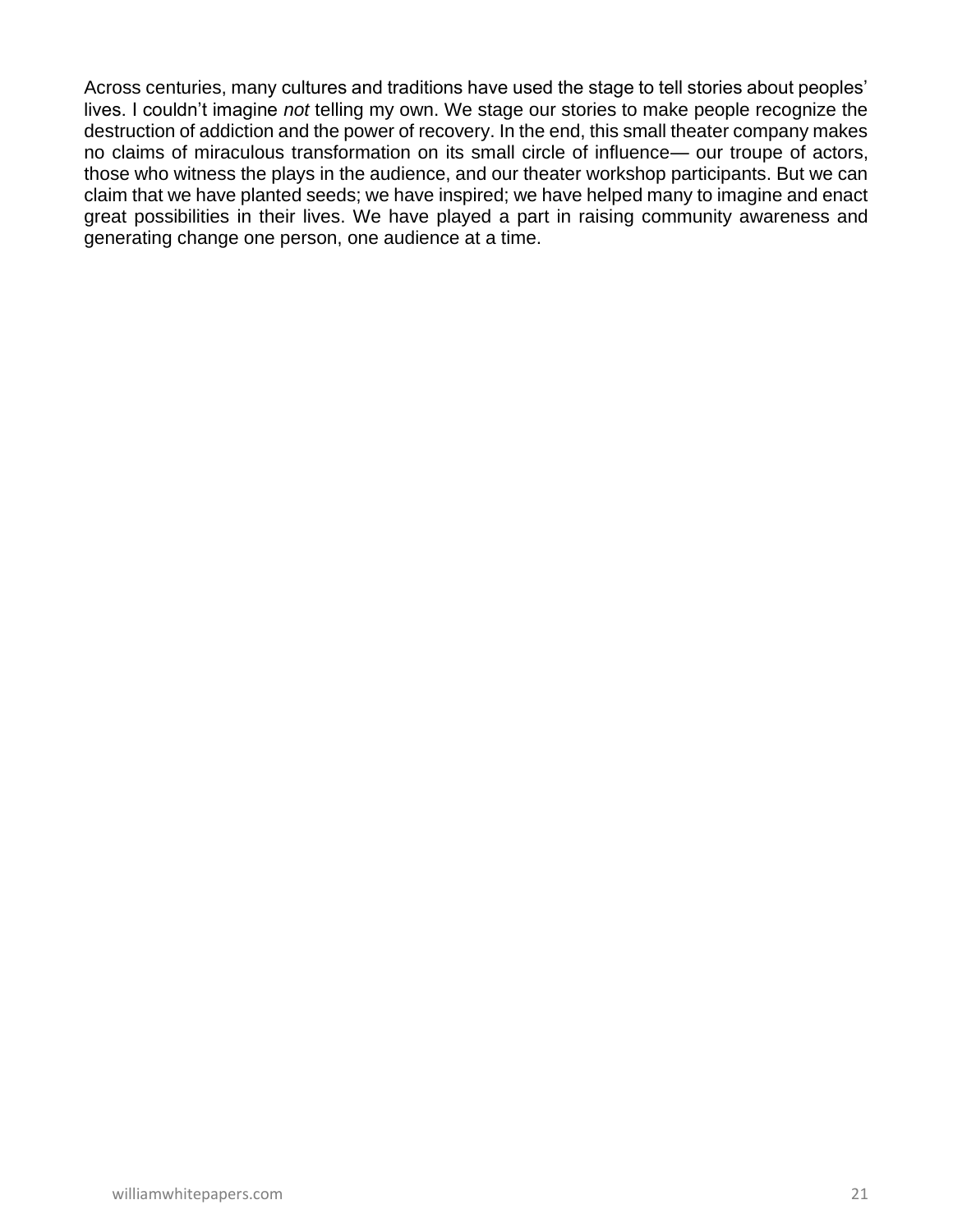Across centuries, many cultures and traditions have used the stage to tell stories about peoples' lives. I couldn't imagine *not* telling my own. We stage our stories to make people recognize the destruction of addiction and the power of recovery. In the end, this small theater company makes no claims of miraculous transformation on its small circle of influence— our troupe of actors, those who witness the plays in the audience, and our theater workshop participants. But we can claim that we have planted seeds; we have inspired; we have helped many to imagine and enact great possibilities in their lives. We have played a part in raising community awareness and generating change one person, one audience at a time.